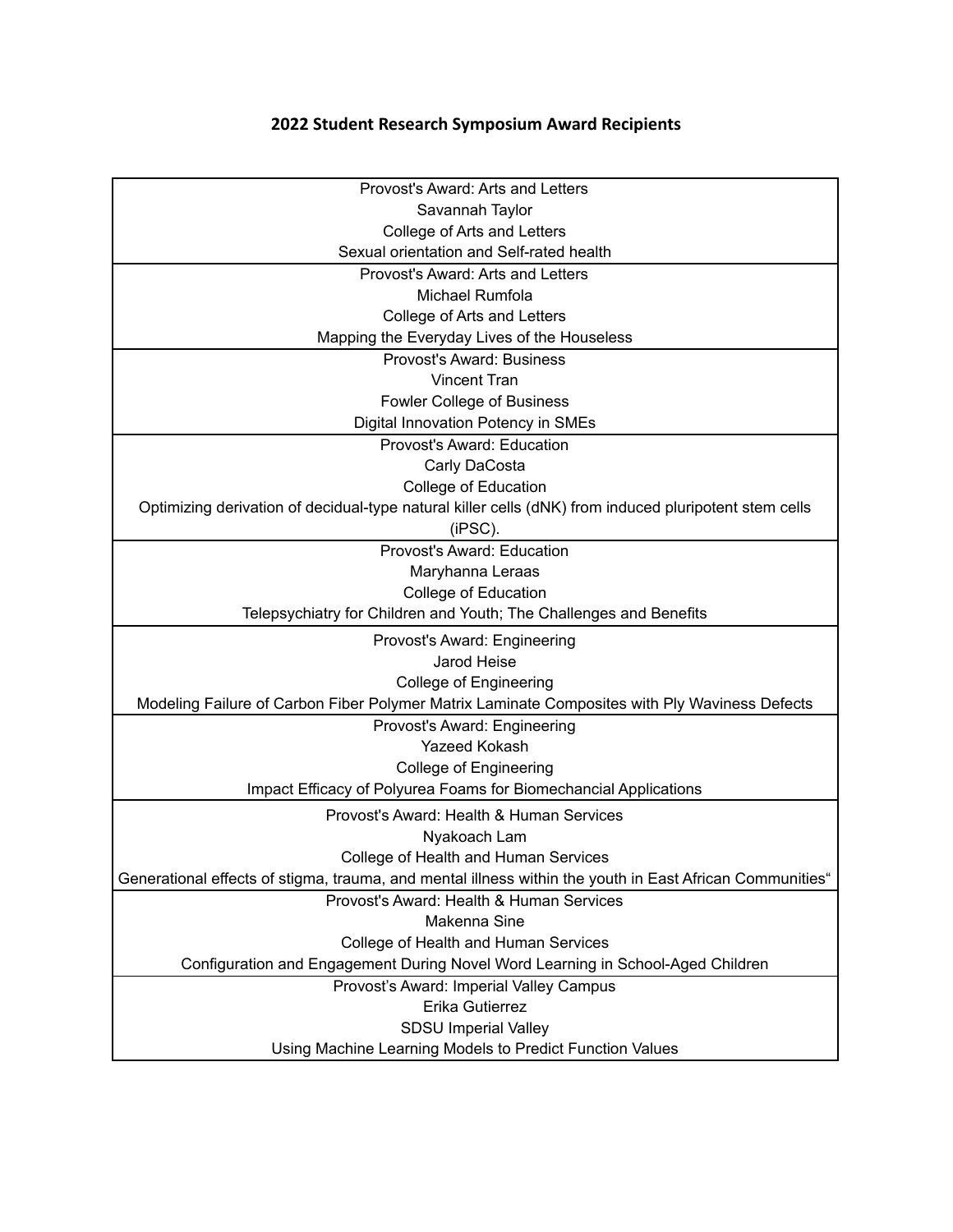# 2022 Student Research Symposium Award Recipients

| Award Recipients |
|---|
| Provost's Award: Arts and Letters<br>Savannah Taylor<br>College of Arts and Letters<br>Sexual orientation and Self-rated health |
| Provost's Award: Arts and Letters<br>Michael Rumfola<br>College of Arts and Letters<br>Mapping the Everyday Lives of the Houseless |
| Provost's Award: Business<br>Vincent Tran<br>Fowler College of Business<br>Digital Innovation Potency in SMEs |
| Provost's Award: Education<br>Carly DaCosta<br>College of Education<br>Optimizing derivation of decidual-type natural killer cells (dNK) from induced pluripotent stem cells (iPSC). |
| Provost's Award: Education<br>Maryhanna Leraas<br>College of Education<br>Telepsychiatry for Children and Youth; The Challenges and Benefits |
| Provost's Award: Engineering<br>Jarod Heise<br>College of Engineering<br>Modeling Failure of Carbon Fiber Polymer Matrix Laminate Composites with Ply Waviness Defects |
| Provost's Award: Engineering<br>Yazeed Kokash<br>College of Engineering<br>Impact Efficacy of Polyurea Foams for Biomechancial Applications |
| Provost's Award: Health & Human Services<br>Nyakoach Lam<br>College of Health and Human Services<br>Generational effects of stigma, trauma, and mental illness within the youth in East African Communities“ |
| Provost's Award: Health & Human Services<br>Makenna Sine<br>College of Health and Human Services<br>Configuration and Engagement During Novel Word Learning in School-Aged Children |
| Provost’s Award: Imperial Valley Campus<br>Erika Gutierrez<br>SDSU Imperial Valley<br>Using Machine Learning Models to Predict Function Values |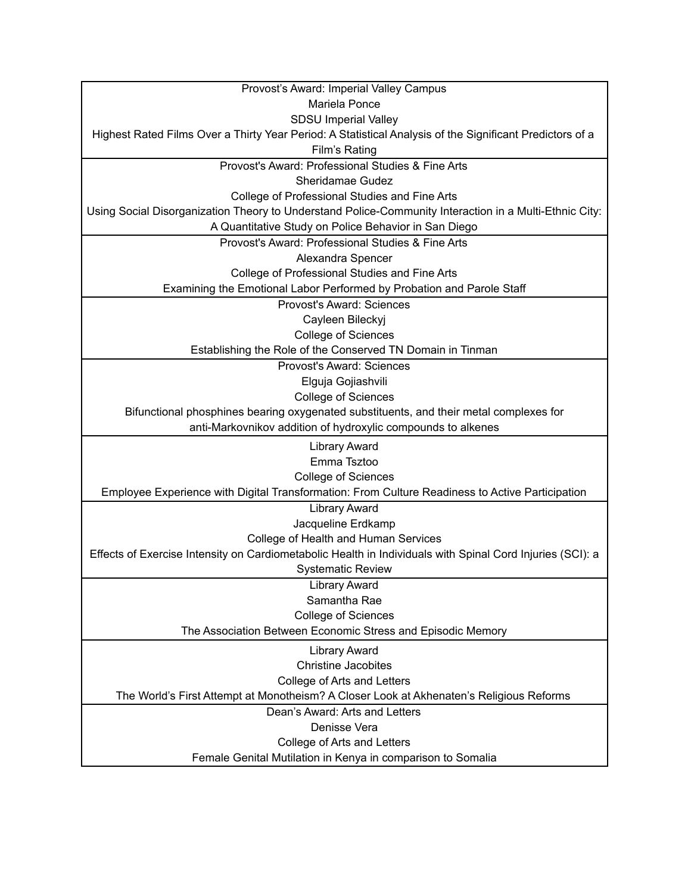| Award | Name | College | Title |
| --- | --- | --- | --- |
| Provost’s Award: Imperial Valley Campus | Mariela Ponce | SDSU Imperial Valley | Highest Rated Films Over a Thirty Year Period: A Statistical Analysis of the Significant Predictors of a Film’s Rating |
| Provost's Award: Professional Studies & Fine Arts | Sheridamae Gudez | College of Professional Studies and Fine Arts | Using Social Disorganization Theory to Understand Police-Community Interaction in a Multi-Ethnic City: A Quantitative Study on Police Behavior in San Diego |
| Provost's Award: Professional Studies & Fine Arts | Alexandra Spencer | College of Professional Studies and Fine Arts | Examining the Emotional Labor Performed by Probation and Parole Staff |
| Provost's Award: Sciences | Cayleen Bileckyj | College of Sciences | Establishing the Role of the Conserved TN Domain in Tinman |
| Provost's Award: Sciences | Elguja Gojiashvili | College of Sciences | Bifunctional phosphines bearing oxygenated substituents, and their metal complexes for anti-Markovnikov addition of hydroxylic compounds to alkenes |
| Library Award | Emma Tsztoo | College of Sciences | Employee Experience with Digital Transformation: From Culture Readiness to Active Participation |
| Library Award | Jacqueline Erdkamp | College of Health and Human Services | Effects of Exercise Intensity on Cardiometabolic Health in Individuals with Spinal Cord Injuries (SCI): a Systematic Review |
| Library Award | Samantha Rae | College of Sciences | The Association Between Economic Stress and Episodic Memory |
| Library Award | Christine Jacobites | College of Arts and Letters | The World’s First Attempt at Monotheism? A Closer Look at Akhenaten’s Religious Reforms |
| Dean’s Award: Arts and Letters | Denisse Vera | College of Arts and Letters | Female Genital Mutilation in Kenya in comparison to Somalia |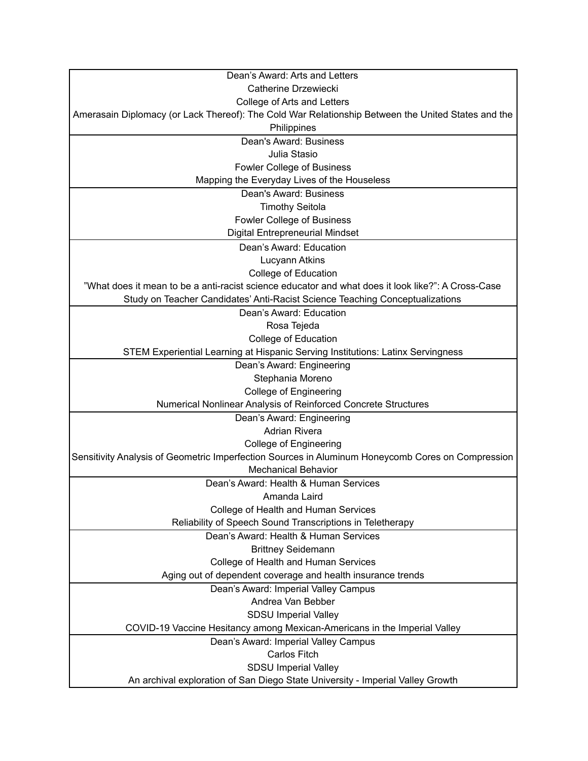| Award |
| --- |
| Dean’s Award: Arts and Letters<br>Catherine Drzewiecki<br>College of Arts and Letters<br>Amerasain Diplomacy (or Lack Thereof): The Cold War Relationship Between the United States and the Philippines |
| Dean's Award: Business<br>Julia Stasio<br>Fowler College of Business<br>Mapping the Everyday Lives of the Houseless |
| Dean's Award: Business<br>Timothy Seitola<br>Fowler College of Business<br>Digital Entrepreneurial Mindset |
| Dean’s Award: Education<br>Lucyann Atkins<br>College of Education<br>”What does it mean to be a anti-racist science educator and what does it look like?”: A Cross-Case Study on Teacher Candidates’ Anti-Racist Science Teaching Conceptualizations |
| Dean’s Award: Education<br>Rosa Tejeda<br>College of Education<br>STEM Experiential Learning at Hispanic Serving Institutions: Latinx Servingness |
| Dean’s Award: Engineering<br>Stephania Moreno<br>College of Engineering<br>Numerical Nonlinear Analysis of Reinforced Concrete Structures |
| Dean’s Award: Engineering<br>Adrian Rivera<br>College of Engineering<br>Sensitivity Analysis of Geometric Imperfection Sources in Aluminum Honeycomb Cores on Compression Mechanical Behavior |
| Dean’s Award: Health & Human Services<br>Amanda Laird<br>College of Health and Human Services<br>Reliability of Speech Sound Transcriptions in Teletherapy |
| Dean’s Award: Health & Human Services<br>Brittney Seidemann<br>College of Health and Human Services<br>Aging out of dependent coverage and health insurance trends |
| Dean’s Award: Imperial Valley Campus<br>Andrea Van Bebber<br>SDSU Imperial Valley<br>COVID-19 Vaccine Hesitancy among Mexican-Americans in the Imperial Valley |
| Dean’s Award: Imperial Valley Campus<br>Carlos Fitch<br>SDSU Imperial Valley<br>An archival exploration of San Diego State University - Imperial Valley Growth |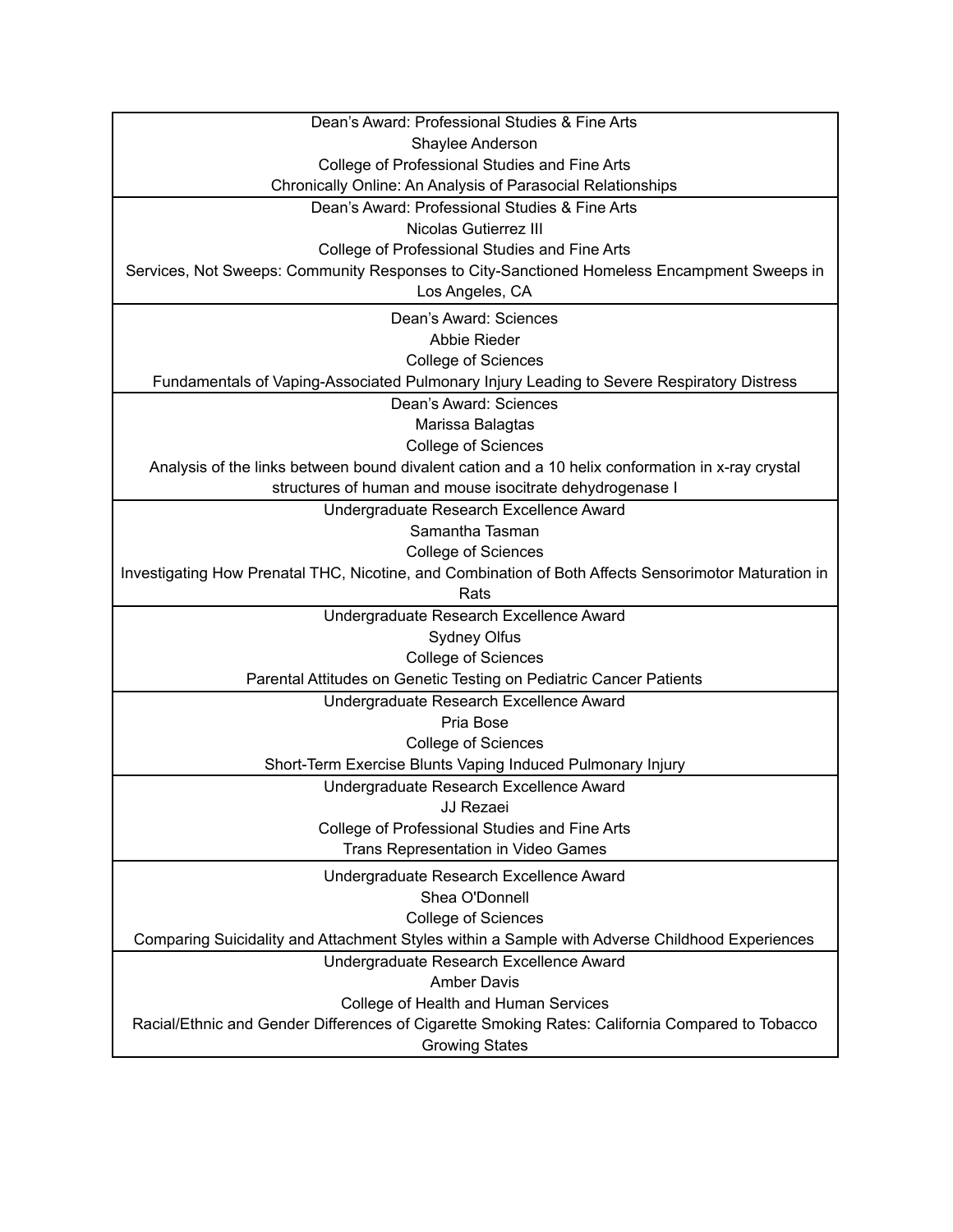| Dean's Award: Professional Studies & Fine Arts<br>Shaylee Anderson<br>College of Professional Studies and Fine Arts<br>Chronically Online: An Analysis of Parasocial Relationships |
|---|
| Dean's Award: Professional Studies & Fine Arts<br>Nicolas Gutierrez III<br>College of Professional Studies and Fine Arts<br>Services, Not Sweeps: Community Responses to City-Sanctioned Homeless Encampment Sweeps in Los Angeles, CA |
| Dean's Award: Sciences<br>Abbie Rieder<br>College of Sciences<br>Fundamentals of Vaping-Associated Pulmonary Injury Leading to Severe Respiratory Distress |
| Dean's Award: Sciences<br>Marissa Balagtas<br>College of Sciences<br>Analysis of the links between bound divalent cation and a 10 helix conformation in x-ray crystal structures of human and mouse isocitrate dehydrogenase I |
| Undergraduate Research Excellence Award<br>Samantha Tasman<br>College of Sciences<br>Investigating How Prenatal THC, Nicotine, and Combination of Both Affects Sensorimotor Maturation in Rats |
| Undergraduate Research Excellence Award<br>Sydney Olfus<br>College of Sciences<br>Parental Attitudes on Genetic Testing on Pediatric Cancer Patients |
| Undergraduate Research Excellence Award<br>Pria Bose<br>College of Sciences<br>Short-Term Exercise Blunts Vaping Induced Pulmonary Injury |
| Undergraduate Research Excellence Award<br>JJ Rezaei<br>College of Professional Studies and Fine Arts<br>Trans Representation in Video Games |
| Undergraduate Research Excellence Award<br>Shea O'Donnell<br>College of Sciences<br>Comparing Suicidality and Attachment Styles within a Sample with Adverse Childhood Experiences |
| Undergraduate Research Excellence Award<br>Amber Davis<br>College of Health and Human Services<br>Racial/Ethnic and Gender Differences of Cigarette Smoking Rates: California Compared to Tobacco Growing States |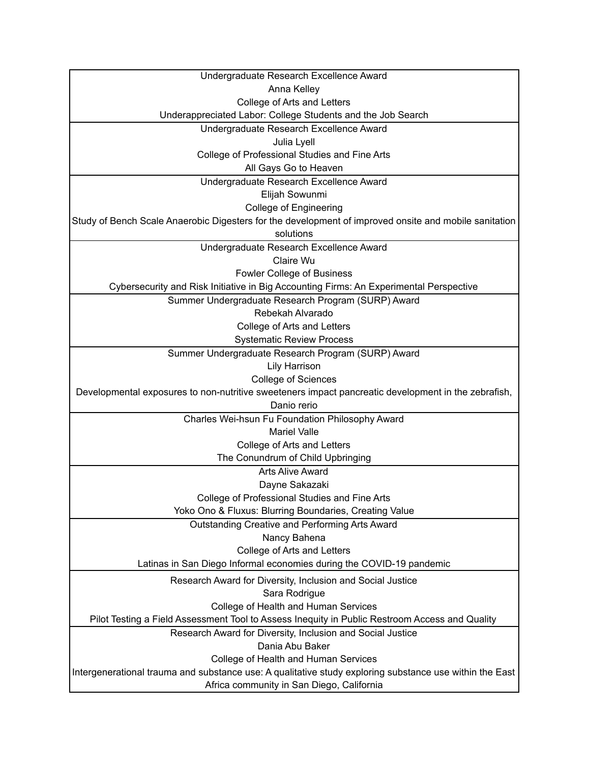| Award | Name | College | Title |
|---|---|---|---|
| Undergraduate Research Excellence Award | Anna Kelley | College of Arts and Letters | Underappreciated Labor: College Students and the Job Search |
| Undergraduate Research Excellence Award | Julia Lyell | College of Professional Studies and Fine Arts | All Gays Go to Heaven |
| Undergraduate Research Excellence Award | Elijah Sowunmi | College of Engineering | Study of Bench Scale Anaerobic Digesters for the development of improved onsite and mobile sanitation solutions |
| Undergraduate Research Excellence Award | Claire Wu | Fowler College of Business | Cybersecurity and Risk Initiative in Big Accounting Firms: An Experimental Perspective |
| Summer Undergraduate Research Program (SURP) Award | Rebekah Alvarado | College of Arts and Letters | Systematic Review Process |
| Summer Undergraduate Research Program (SURP) Award | Lily Harrison | College of Sciences | Developmental exposures to non-nutritive sweeteners impact pancreatic development in the zebrafish, Danio rerio |
| Charles Wei-hsun Fu Foundation Philosophy Award | Mariel Valle | College of Arts and Letters | The Conundrum of Child Upbringing |
| Arts Alive Award | Dayne Sakazaki | College of Professional Studies and Fine Arts | Yoko Ono & Fluxus: Blurring Boundaries, Creating Value |
| Outstanding Creative and Performing Arts Award | Nancy Bahena | College of Arts and Letters | Latinas in San Diego Informal economies during the COVID-19 pandemic |
| Research Award for Diversity, Inclusion and Social Justice | Sara Rodrigue | College of Health and Human Services | Pilot Testing a Field Assessment Tool to Assess Inequity in Public Restroom Access and Quality |
| Research Award for Diversity, Inclusion and Social Justice | Dania Abu Baker | College of Health and Human Services | Intergenerational trauma and substance use: A qualitative study exploring substance use within the East Africa community in San Diego, California |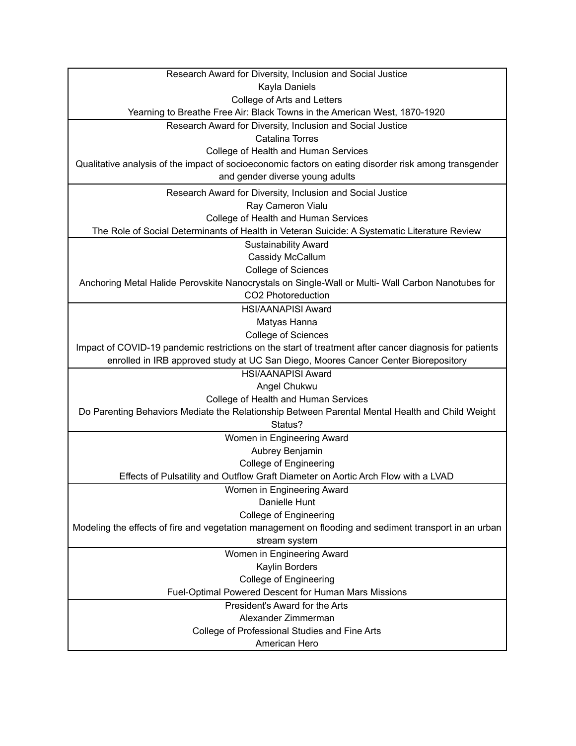| Award | Name | College | Project Title |
| --- | --- | --- | --- |
| Research Award for Diversity, Inclusion and Social Justice | Kayla Daniels | College of Arts and Letters | Yearning to Breathe Free Air: Black Towns in the American West, 1870-1920 |
| Research Award for Diversity, Inclusion and Social Justice | Catalina Torres | College of Health and Human Services | Qualitative analysis of the impact of socioeconomic factors on eating disorder risk among transgender and gender diverse young adults |
| Research Award for Diversity, Inclusion and Social Justice | Ray Cameron Vialu | College of Health and Human Services | The Role of Social Determinants of Health in Veteran Suicide: A Systematic Literature Review |
| Sustainability Award | Cassidy McCallum | College of Sciences | Anchoring Metal Halide Perovskite Nanocrystals on Single-Wall or Multi- Wall Carbon Nanotubes for $CO_2$ Photoreduction |
| HSI/AANAPISI Award | Matyas Hanna | College of Sciences | Impact of COVID-19 pandemic restrictions on the start of treatment after cancer diagnosis for patients enrolled in IRB approved study at UC San Diego, Moores Cancer Center Biorepository |
| HSI/AANAPISI Award | Angel Chukwu | College of Health and Human Services | Do Parenting Behaviors Mediate the Relationship Between Parental Mental Health and Child Weight Status? |
| Women in Engineering Award | Aubrey Benjamin | College of Engineering | Effects of Pulsatility and Outflow Graft Diameter on Aortic Arch Flow with a LVAD |
| Women in Engineering Award | Danielle Hunt | College of Engineering | Modeling the effects of fire and vegetation management on flooding and sediment transport in an urban stream system |
| Women in Engineering Award | Kaylin Borders | College of Engineering | Fuel-Optimal Powered Descent for Human Mars Missions |
| President's Award for the Arts | Alexander Zimmerman | College of Professional Studies and Fine Arts | American Hero |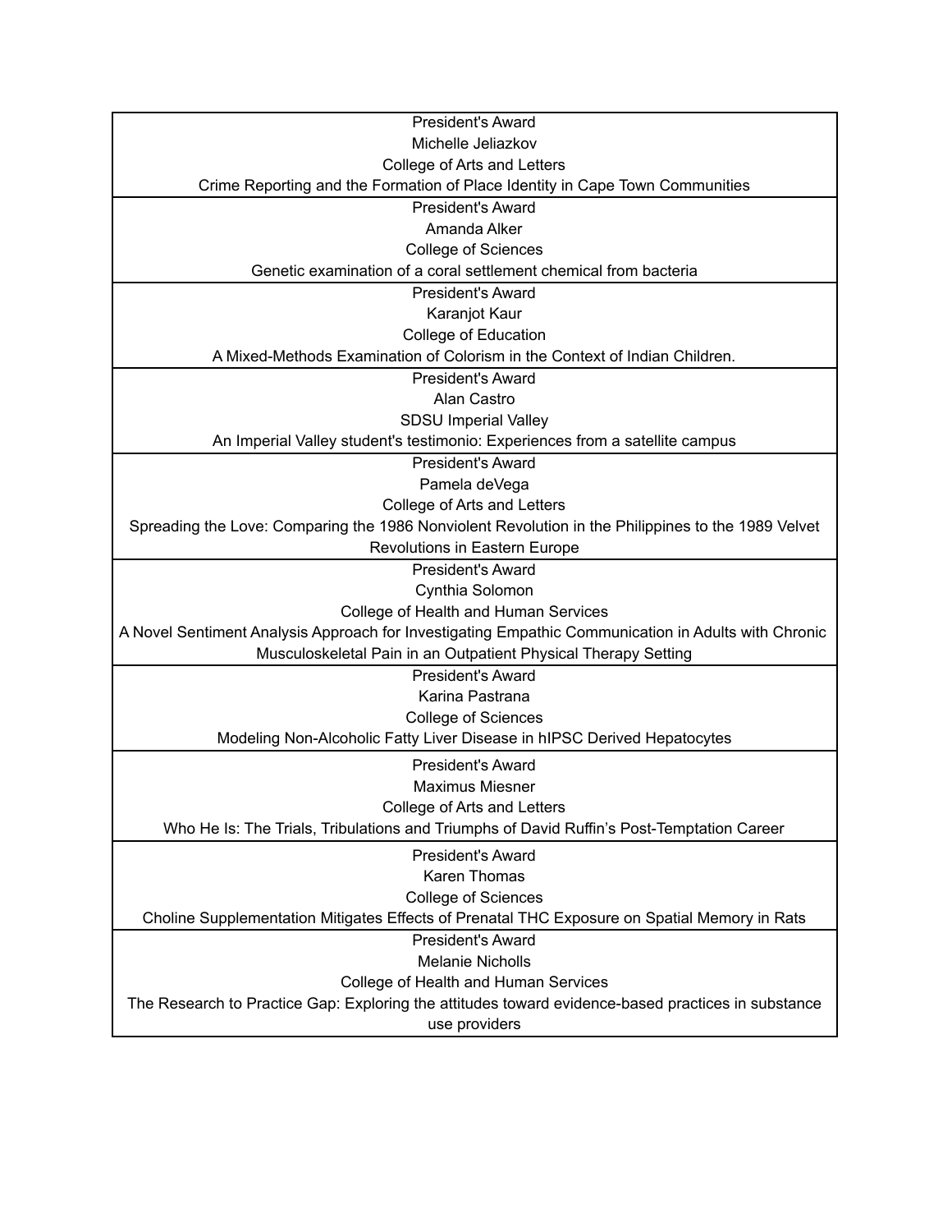| |
|---|
| President's Award<br>Michelle Jeliazkov<br>College of Arts and Letters<br>Crime Reporting and the Formation of Place Identity in Cape Town Communities |
| President's Award<br>Amanda Alker<br>College of Sciences<br>Genetic examination of a coral settlement chemical from bacteria |
| President's Award<br>Karanjot Kaur<br>College of Education<br>A Mixed-Methods Examination of Colorism in the Context of Indian Children. |
| President's Award<br>Alan Castro<br>SDSU Imperial Valley<br>An Imperial Valley student's testimonio: Experiences from a satellite campus |
| President's Award<br>Pamela deVega<br>College of Arts and Letters<br>Spreading the Love: Comparing the 1986 Nonviolent Revolution in the Philippines to the 1989 Velvet Revolutions in Eastern Europe |
| President's Award<br>Cynthia Solomon<br>College of Health and Human Services<br>A Novel Sentiment Analysis Approach for Investigating Empathic Communication in Adults with Chronic Musculoskeletal Pain in an Outpatient Physical Therapy Setting |
| President's Award<br>Karina Pastrana<br>College of Sciences<br>Modeling Non-Alcoholic Fatty Liver Disease in hIPSC Derived Hepatocytes |
| President's Award<br>Maximus Miesner<br>College of Arts and Letters<br>Who He Is: The Trials, Tribulations and Triumphs of David Ruffin's Post-Temptation Career |
| President's Award<br>Karen Thomas<br>College of Sciences<br>Choline Supplementation Mitigates Effects of Prenatal THC Exposure on Spatial Memory in Rats |
| President's Award<br>Melanie Nicholls<br>College of Health and Human Services<br>The Research to Practice Gap: Exploring the attitudes toward evidence-based practices in substance use providers |